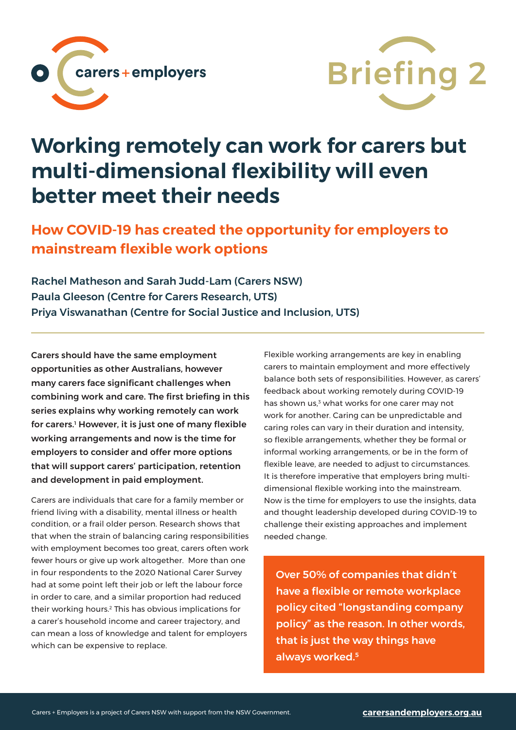carers + employers

Briefing 2

# Working remotely can work for carers but multi-dimensional flexibility will even better meet their needs

## How COVID-19 has created the opportunity for employers to mainstream flexible work options

Rachel Matheson and Sarah Judd-Lam (Carers NSW)
Paula Gleeson (Centre for Carers Research, UTS)
Priya Viswanathan (Centre for Social Justice and Inclusion, UTS)

---

**Carers should have the same employment opportunities as other Australians, however many carers face significant challenges when combining work and care. The first briefing in this series explains why working remotely can work for carers.[1] However, it is just one of many flexible working arrangements and now is the time for employers to consider and offer more options that will support carers' participation, retention and development in paid employment.**

Carers are individuals that care for a family member or friend living with a disability, mental illness or health condition, or a frail older person. Research shows that that when the strain of balancing caring responsibilities with employment becomes too great, carers often work fewer hours or give up work altogether. More than one in four respondents to the 2020 National Carer Survey had at some point left their job or left the labour force in order to care, and a similar proportion had reduced their working hours.[2] This has obvious implications for a carer's household income and career trajectory, and can mean a loss of knowledge and talent for employers which can be expensive to replace.

Flexible working arrangements are key in enabling carers to maintain employment and more effectively balance both sets of responsibilities. However, as carers' feedback about working remotely during COVID-19 has shown us,[3] what works for one carer may not work for another. Caring can be unpredictable and caring roles can vary in their duration and intensity, so flexible arrangements, whether they be formal or informal working arrangements, or be in the form of flexible leave, are needed to adjust to circumstances. It is therefore imperative that employers bring multi-dimensional flexible working into the mainstream. Now is the time for employers to use the insights, data and thought leadership developed during COVID-19 to challenge their existing approaches and implement needed change.

**Over 50% of companies that didn't have a flexible or remote workplace policy cited "longstanding company policy" as the reason. In other words, that is just the way things have always worked.[5]**

Carers + Employers is a project of Carers NSW with support from the NSW Government.

carersandemployers.org.au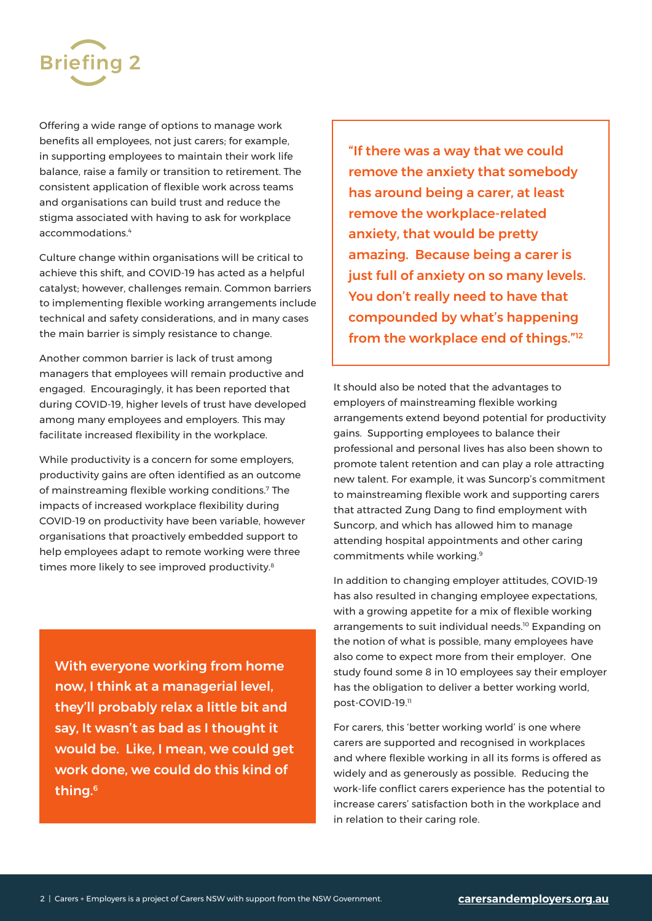# Briefing 2

Offering a wide range of options to manage work benefits all employees, not just carers; for example, in supporting employees to maintain their work life balance, raise a family or transition to retirement. The consistent application of flexible work across teams and organisations can build trust and reduce the stigma associated with having to ask for workplace accommodations.[4]

Culture change within organisations will be critical to achieve this shift, and COVID-19 has acted as a helpful catalyst; however, challenges remain. Common barriers to implementing flexible working arrangements include technical and safety considerations, and in many cases the main barrier is simply resistance to change.

Another common barrier is lack of trust among managers that employees will remain productive and engaged. Encouragingly, it has been reported that during COVID-19, higher levels of trust have developed among many employees and employers. This may facilitate increased flexibility in the workplace.

While productivity is a concern for some employers, productivity gains are often identified as an outcome of mainstreaming flexible working conditions.[7] The impacts of increased workplace flexibility during COVID-19 on productivity have been variable, however organisations that proactively embedded support to help employees adapt to remote working were three times more likely to see improved productivity.[8]

**With everyone working from home now, I think at a managerial level, they'll probably relax a little bit and say, It wasn't as bad as I thought it would be. Like, I mean, we could get work done, we could do this kind of thing.[6]**

**"If there was a way that we could remove the anxiety that somebody has around being a carer, at least remove the workplace-related anxiety, that would be pretty amazing. Because being a carer is just full of anxiety on so many levels. You don't really need to have that compounded by what's happening from the workplace end of things."[12]**

It should also be noted that the advantages to employers of mainstreaming flexible working arrangements extend beyond potential for productivity gains. Supporting employees to balance their professional and personal lives has also been shown to promote talent retention and can play a role attracting new talent. For example, it was Suncorp's commitment to mainstreaming flexible work and supporting carers that attracted Zung Dang to find employment with Suncorp, and which has allowed him to manage attending hospital appointments and other caring commitments while working.[9]

In addition to changing employer attitudes, COVID-19 has also resulted in changing employee expectations, with a growing appetite for a mix of flexible working arrangements to suit individual needs.[10] Expanding on the notion of what is possible, many employees have also come to expect more from their employer. One study found some 8 in 10 employees say their employer has the obligation to deliver a better working world, post-COVID-19.[11]

For carers, this 'better working world' is one where carers are supported and recognised in workplaces and where flexible working in all its forms is offered as widely and as generously as possible. Reducing the work-life conflict carers experience has the potential to increase carers' satisfaction both in the workplace and in relation to their caring role.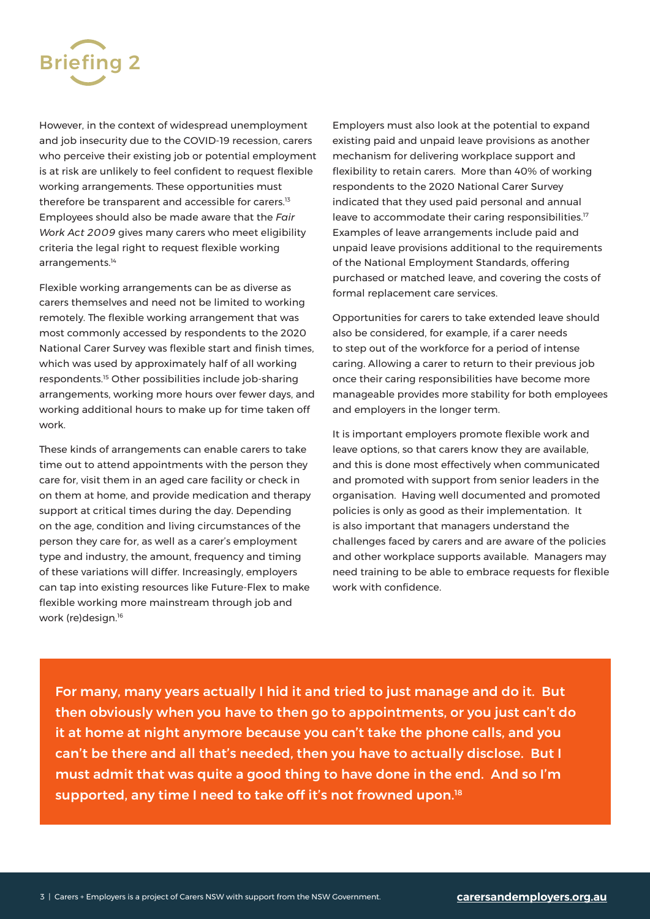# Briefing 2

However, in the context of widespread unemployment and job insecurity due to the COVID-19 recession, carers who perceive their existing job or potential employment is at risk are unlikely to feel confident to request flexible working arrangements. These opportunities must therefore be transparent and accessible for carers.[13] Employees should also be made aware that the *Fair Work Act 2009* gives many carers who meet eligibility criteria the legal right to request flexible working arrangements.[14]

Flexible working arrangements can be as diverse as carers themselves and need not be limited to working remotely. The flexible working arrangement that was most commonly accessed by respondents to the 2020 National Carer Survey was flexible start and finish times, which was used by approximately half of all working respondents.[15] Other possibilities include job-sharing arrangements, working more hours over fewer days, and working additional hours to make up for time taken off work.

These kinds of arrangements can enable carers to take time out to attend appointments with the person they care for, visit them in an aged care facility or check in on them at home, and provide medication and therapy support at critical times during the day. Depending on the age, condition and living circumstances of the person they care for, as well as a carer's employment type and industry, the amount, frequency and timing of these variations will differ. Increasingly, employers can tap into existing resources like Future-Flex to make flexible working more mainstream through job and work (re)design.[16]

Employers must also look at the potential to expand existing paid and unpaid leave provisions as another mechanism for delivering workplace support and flexibility to retain carers. More than 40% of working respondents to the 2020 National Carer Survey indicated that they used paid personal and annual leave to accommodate their caring responsibilities.[17] Examples of leave arrangements include paid and unpaid leave provisions additional to the requirements of the National Employment Standards, offering purchased or matched leave, and covering the costs of formal replacement care services.

Opportunities for carers to take extended leave should also be considered, for example, if a carer needs to step out of the workforce for a period of intense caring. Allowing a carer to return to their previous job once their caring responsibilities have become more manageable provides more stability for both employees and employers in the longer term.

It is important employers promote flexible work and leave options, so that carers know they are available, and this is done most effectively when communicated and promoted with support from senior leaders in the organisation. Having well documented and promoted policies is only as good as their implementation. It is also important that managers understand the challenges faced by carers and are aware of the policies and other workplace supports available. Managers may need training to be able to embrace requests for flexible work with confidence.

**For many, many years actually I hid it and tried to just manage and do it. But then obviously when you have to then go to appointments, or you just can't do it at home at night anymore because you can't take the phone calls, and you can't be there and all that's needed, then you have to actually disclose. But I must admit that was quite a good thing to have done in the end. And so I'm supported, any time I need to take off it's not frowned upon.[18]**

Carers + Employers is a project of Carers NSW with support from the NSW Government. carersandemployers.org.au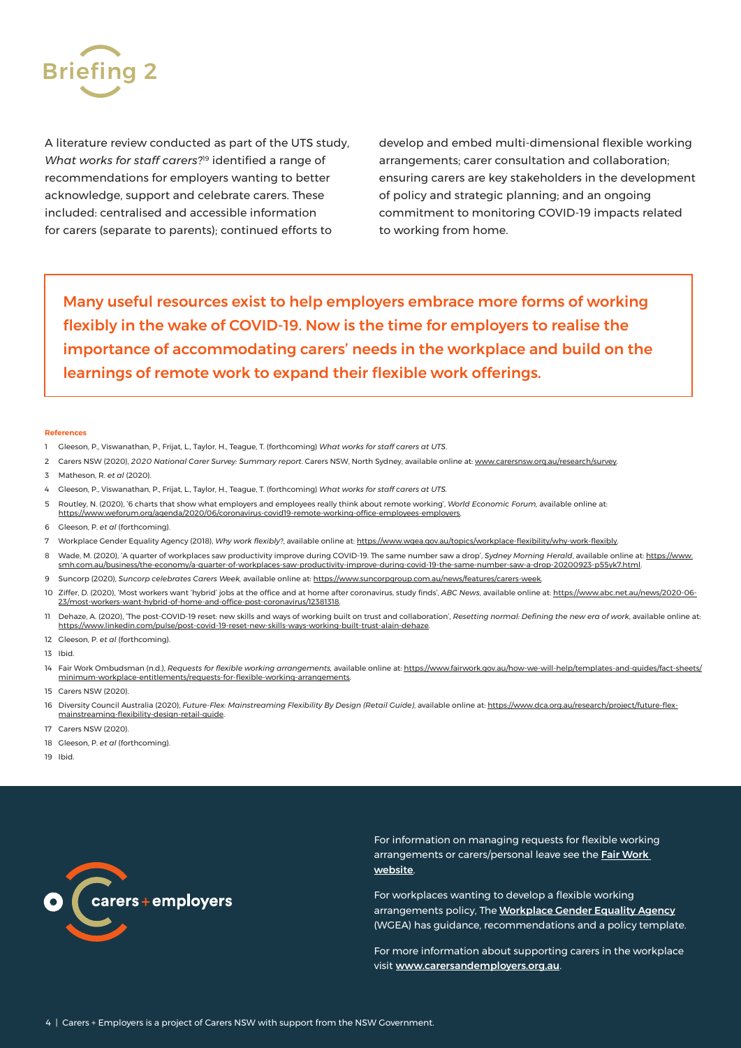# Briefing 2

A literature review conducted as part of the UTS study, *What works for staff carers?*[19] identified a range of recommendations for employers wanting to better acknowledge, support and celebrate carers. These included: centralised and accessible information for carers (separate to parents); continued efforts to develop and embed multi-dimensional flexible working arrangements; carer consultation and collaboration; ensuring carers are key stakeholders in the development of policy and strategic planning; and an ongoing commitment to monitoring COVID-19 impacts related to working from home.

**Many useful resources exist to help employers embrace more forms of working flexibly in the wake of COVID-19. Now is the time for employers to realise the importance of accommodating carers' needs in the workplace and build on the learnings of remote work to expand their flexible work offerings.**

**References**

1. Gleeson, P., Viswanathan, P., Frijat, L., Taylor, H., Teague, T. (forthcoming) *What works for staff carers at UTS*.
2. Carers NSW (2020), *2020 National Carer Survey: Summary report*. Carers NSW, North Sydney, available online at: www.carersnsw.org.au/research/survey.
3. Matheson, R. *et al* (2020).
4. Gleeson, P., Viswanathan, P., Frijat, L., Taylor, H., Teague, T. (forthcoming) *What works for staff carers at UTS*.
5. Routley, N. (2020), '6 charts that show what employers and employees really think about remote working', *World Economic Forum*, available online at: https://www.weforum.org/agenda/2020/06/coronavirus-covid19-remote-working-office-employees-employers.
6. Gleeson, P. *et al* (forthcoming).
7. Workplace Gender Equality Agency (2018), *Why work flexibly?*, available online at: https://www.wgea.gov.au/topics/workplace-flexibility/why-work-flexibly.
8. Wade, M. (2020), 'A quarter of workplaces saw productivity improve during COVID-19. The same number saw a drop', *Sydney Morning Herald*, available online at: https://www.smh.com.au/business/the-economy/a-quarter-of-workplaces-saw-productivity-improve-during-covid-19-the-same-number-saw-a-drop-20200923-p55yk7.html.
9. Suncorp (2020), *Suncorp celebrates Carers Week*, available online at: https://www.suncorpgroup.com.au/news/features/carers-week.
10. Ziffer, D. (2020), 'Most workers want 'hybrid' jobs at the office and at home after coronavirus, study finds', *ABC News*, available online at: https://www.abc.net.au/news/2020-06-23/most-workers-want-hybrid-of-home-and-office-post-coronavirus/12381318.
11. Dehaze, A. (2020), 'The post-COVID-19 reset: new skills and ways of working built on trust and collaboration', *Resetting normal: Defining the new era of work*, available online at: https://www.linkedin.com/pulse/post-covid-19-reset-new-skills-ways-working-built-trust-alain-dehaze.
12. Gleeson, P. *et al* (forthcoming).
13. Ibid.
14. Fair Work Ombudsman (n.d.), *Requests for flexible working arrangements*, available online at: https://www.fairwork.gov.au/how-we-will-help/templates-and-guides/fact-sheets/minimum-workplace-entitlements/requests-for-flexible-working-arrangements.
15. Carers NSW (2020).
16. Diversity Council Australia (2020), *Future-Flex: Mainstreaming Flexibility By Design (Retail Guide)*, available online at: https://www.dca.org.au/research/project/future-flex-mainstreaming-flexibility-design-retail-guide.
17. Carers NSW (2020).
18. Gleeson, P. *et al* (forthcoming).
19. Ibid.

carers + employers

For information on managing requests for flexible working arrangements or carers/personal leave see the **Fair Work website**.

For workplaces wanting to develop a flexible working arrangements policy, The **Workplace Gender Equality Agency** (WGEA) has guidance, recommendations and a policy template.

For more information about supporting carers in the workplace visit **www.carersandemployers.org.au**.

Carers + Employers is a project of Carers NSW with support from the NSW Government.